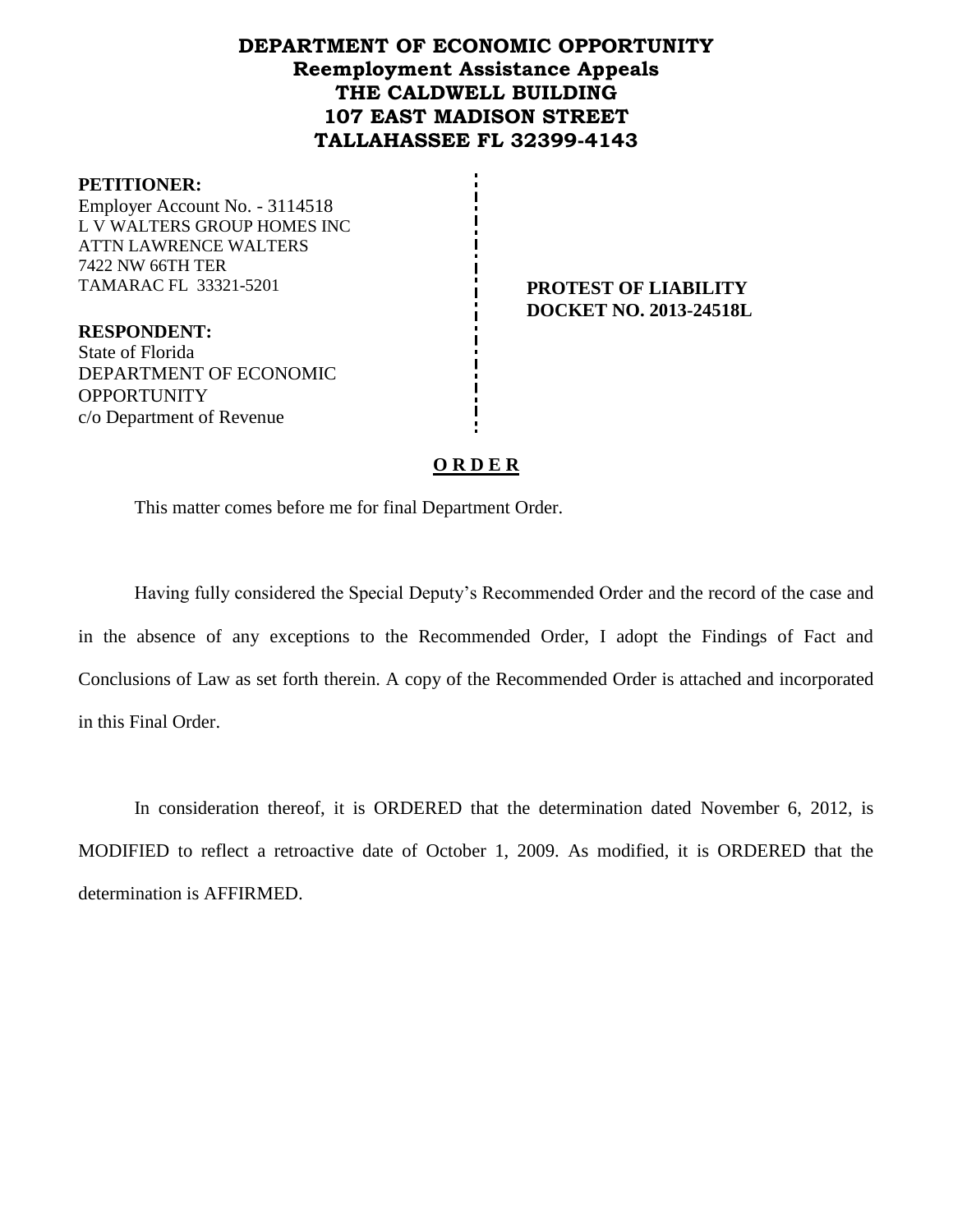# DEPARTMENT OF ECONOMIC OPPORTUNITY
## Reemployment Assistance Appeals
## THE CALDWELL BUILDING
## 107 EAST MADISON STREET
## TALLAHASSEE FL 32399-4143

**PETITIONER:**
Employer Account No. - 3114518
L V WALTERS GROUP HOMES INC
ATTN LAWRENCE WALTERS
7422 NW 66TH TER
TAMARAC FL 33321-5201

**PROTEST OF LIABILITY**
**DOCKET NO. 2013-24518L**

**RESPONDENT:**
State of Florida
DEPARTMENT OF ECONOMIC OPPORTUNITY
c/o Department of Revenue

**O R D E R**

This matter comes before me for final Department Order.

Having fully considered the Special Deputy's Recommended Order and the record of the case and in the absence of any exceptions to the Recommended Order, I adopt the Findings of Fact and Conclusions of Law as set forth therein. A copy of the Recommended Order is attached and incorporated in this Final Order.

In consideration thereof, it is ORDERED that the determination dated November 6, 2012, is MODIFIED to reflect a retroactive date of October 1, 2009. As modified, it is ORDERED that the determination is AFFIRMED.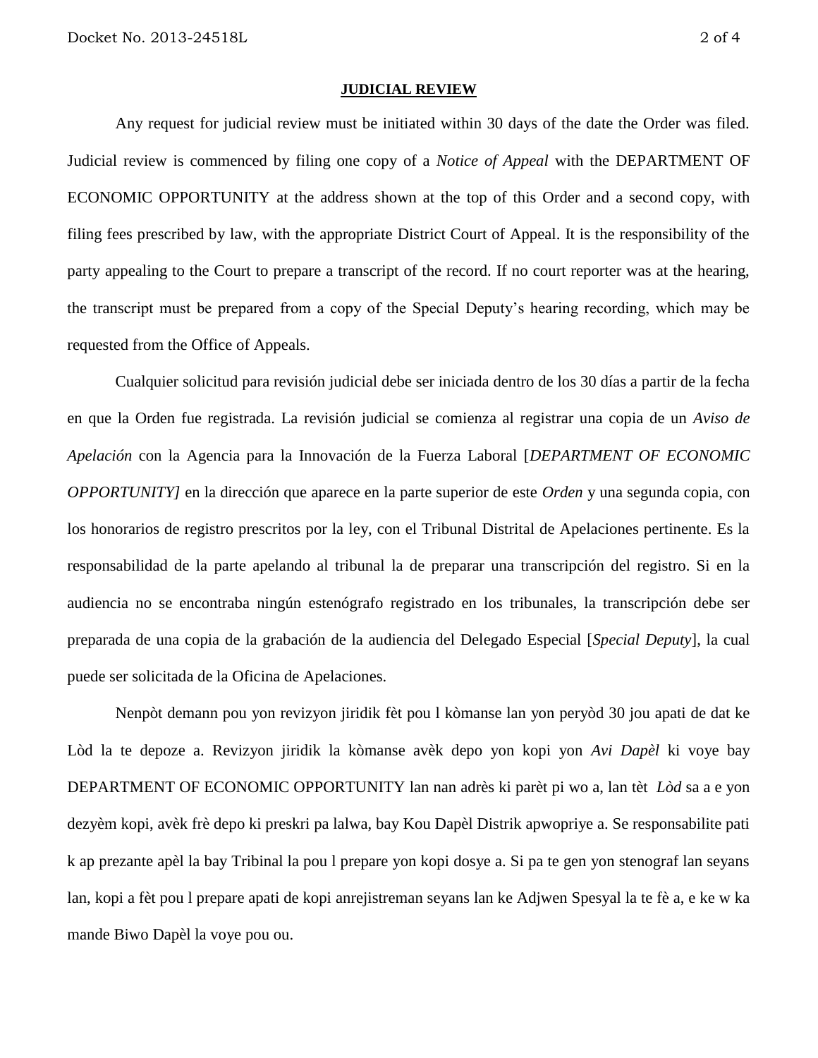**JUDICIAL REVIEW**

Any request for judicial review must be initiated within 30 days of the date the Order was filed. Judicial review is commenced by filing one copy of a *Notice of Appeal* with the DEPARTMENT OF ECONOMIC OPPORTUNITY at the address shown at the top of this Order and a second copy, with filing fees prescribed by law, with the appropriate District Court of Appeal. It is the responsibility of the party appealing to the Court to prepare a transcript of the record. If no court reporter was at the hearing, the transcript must be prepared from a copy of the Special Deputy's hearing recording, which may be requested from the Office of Appeals.

Cualquier solicitud para revisión judicial debe ser iniciada dentro de los 30 días a partir de la fecha en que la Orden fue registrada. La revisión judicial se comienza al registrar una copia de un *Aviso de Apelación* con la Agencia para la Innovación de la Fuerza Laboral [*DEPARTMENT OF ECONOMIC OPPORTUNITY]* en la dirección que aparece en la parte superior de este *Orden* y una segunda copia, con los honorarios de registro prescritos por la ley, con el Tribunal Distrital de Apelaciones pertinente. Es la responsabilidad de la parte apelando al tribunal la de preparar una transcripción del registro. Si en la audiencia no se encontraba ningún estenógrafo registrado en los tribunales, la transcripción debe ser preparada de una copia de la grabación de la audiencia del Delegado Especial [*Special Deputy*], la cual puede ser solicitada de la Oficina de Apelaciones.

Nenpòt demann pou yon revizyon jiridik fèt pou l kòmanse lan yon peryòd 30 jou apati de dat ke Lòd la te depoze a. Revizyon jiridik la kòmanse avèk depo yon kopi yon *Avi Dapèl* ki voye bay DEPARTMENT OF ECONOMIC OPPORTUNITY lan nan adrès ki parèt pi wo a, lan tèt *Lòd* sa a e yon dezyèm kopi, avèk frè depo ki preskri pa lalwa, bay Kou Dapèl Distrik apwopriye a. Se responsabilite pati k ap prezante apèl la bay Tribinal la pou l prepare yon kopi dosye a. Si pa te gen yon stenograf lan seyans lan, kopi a fèt pou l prepare apati de kopi anrejistreman seyans lan ke Adjwen Spesyal la te fè a, e ke w ka mande Biwo Dapèl la voye pou ou.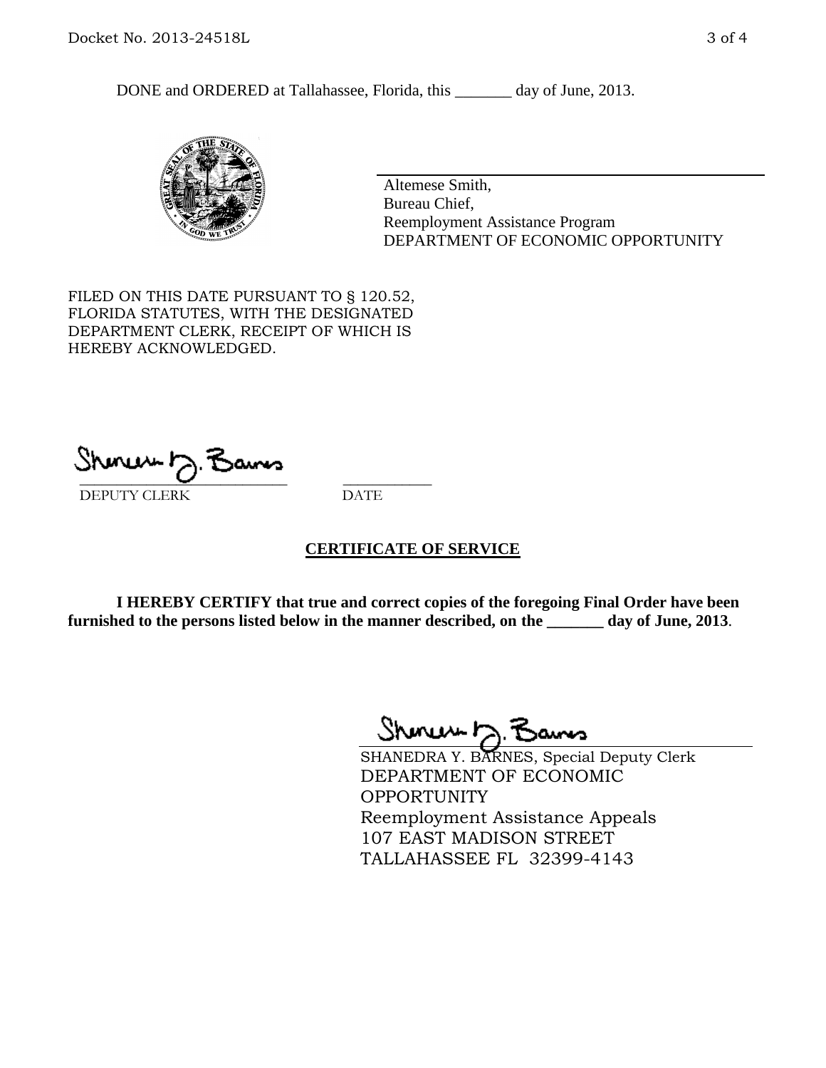DONE and ORDERED at Tallahassee, Florida, this _______ day of June, 2013.

Altemese Smith,
Bureau Chief,
Reemployment Assistance Program
DEPARTMENT OF ECONOMIC OPPORTUNITY

FILED ON THIS DATE PURSUANT TO § 120.52, FLORIDA STATUTES, WITH THE DESIGNATED DEPARTMENT CLERK, RECEIPT OF WHICH IS HEREBY ACKNOWLEDGED.

___________________________ ___________
DEPUTY CLERK DATE

## CERTIFICATE OF SERVICE

**I HEREBY CERTIFY that true and correct copies of the foregoing Final Order have been furnished to the persons listed below in the manner described, on the _______ day of June, 2013.**

SHANEDRA Y. BARNES, Special Deputy Clerk
DEPARTMENT OF ECONOMIC OPPORTUNITY
Reemployment Assistance Appeals
107 EAST MADISON STREET
TALLAHASSEE FL 32399-4143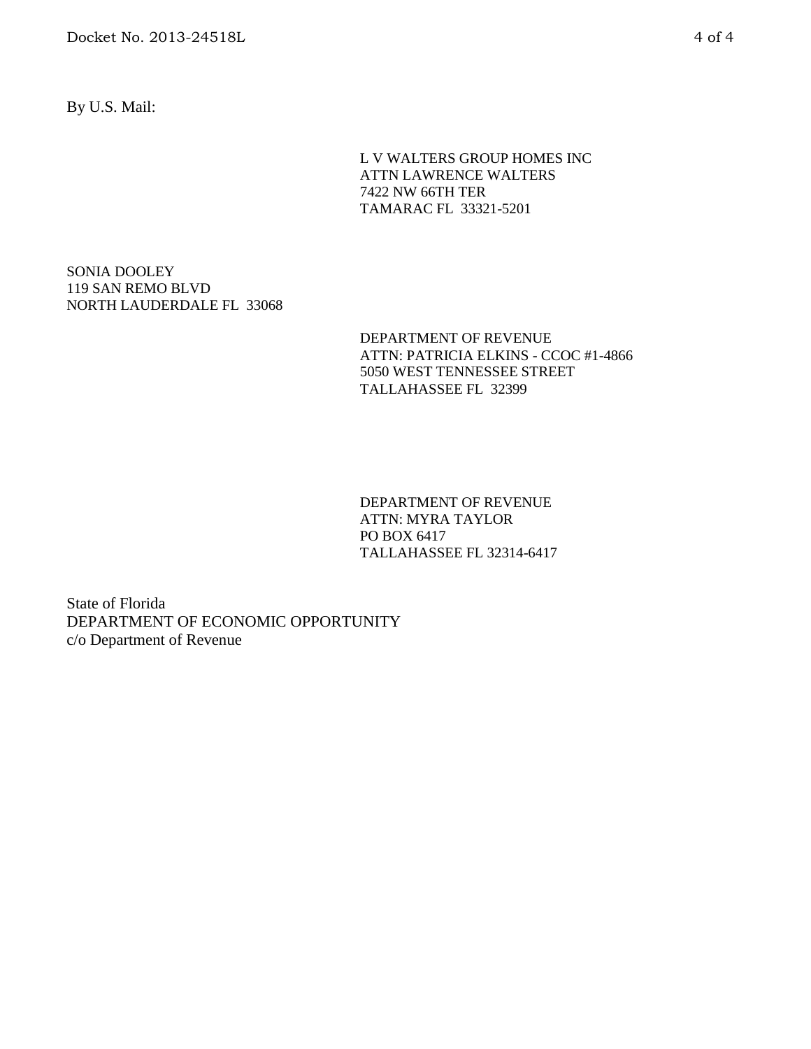By U.S. Mail:

L V WALTERS GROUP HOMES INC
ATTN LAWRENCE WALTERS
7422 NW 66TH TER
TAMARAC FL 33321-5201

SONIA DOOLEY
119 SAN REMO BLVD
NORTH LAUDERDALE FL 33068

DEPARTMENT OF REVENUE
ATTN: PATRICIA ELKINS - CCOC #1-4866
5050 WEST TENNESSEE STREET
TALLAHASSEE FL 32399

DEPARTMENT OF REVENUE
ATTN: MYRA TAYLOR
PO BOX 6417
TALLAHASSEE FL 32314-6417

State of Florida
DEPARTMENT OF ECONOMIC OPPORTUNITY
c/o Department of Revenue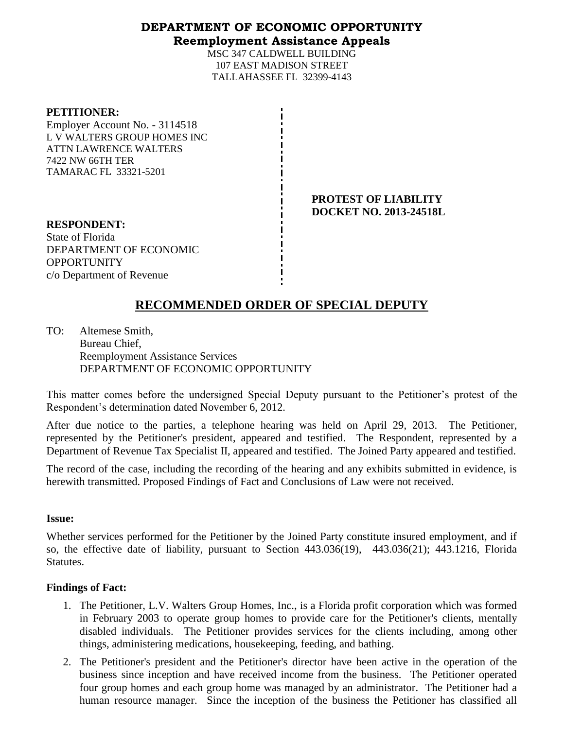**DEPARTMENT OF ECONOMIC OPPORTUNITY**
**Reemployment Assistance Appeals**
MSC 347 CALDWELL BUILDING
107 EAST MADISON STREET
TALLAHASSEE FL 32399-4143

**PETITIONER:**
Employer Account No. - 3114518
L V WALTERS GROUP HOMES INC
ATTN LAWRENCE WALTERS
7422 NW 66TH TER
TAMARAC FL 33321-5201

**PROTEST OF LIABILITY**
**DOCKET NO. 2013-24518L**

**RESPONDENT:**
State of Florida
DEPARTMENT OF ECONOMIC OPPORTUNITY
c/o Department of Revenue

# RECOMMENDED ORDER OF SPECIAL DEPUTY

TO: Altemese Smith,
Bureau Chief,
Reemployment Assistance Services
DEPARTMENT OF ECONOMIC OPPORTUNITY

This matter comes before the undersigned Special Deputy pursuant to the Petitioner's protest of the Respondent's determination dated November 6, 2012.

After due notice to the parties, a telephone hearing was held on April 29, 2013. The Petitioner, represented by the Petitioner's president, appeared and testified. The Respondent, represented by a Department of Revenue Tax Specialist II, appeared and testified. The Joined Party appeared and testified.

The record of the case, including the recording of the hearing and any exhibits submitted in evidence, is herewith transmitted. Proposed Findings of Fact and Conclusions of Law were not received.

**Issue:**

Whether services performed for the Petitioner by the Joined Party constitute insured employment, and if so, the effective date of liability, pursuant to Section 443.036(19), 443.036(21); 443.1216, Florida Statutes.

**Findings of Fact:**

1. The Petitioner, L.V. Walters Group Homes, Inc., is a Florida profit corporation which was formed in February 2003 to operate group homes to provide care for the Petitioner's clients, mentally disabled individuals. The Petitioner provides services for the clients including, among other things, administering medications, housekeeping, feeding, and bathing.
2. The Petitioner's president and the Petitioner's director have been active in the operation of the business since inception and have received income from the business. The Petitioner operated four group homes and each group home was managed by an administrator. The Petitioner had a human resource manager. Since the inception of the business the Petitioner has classified all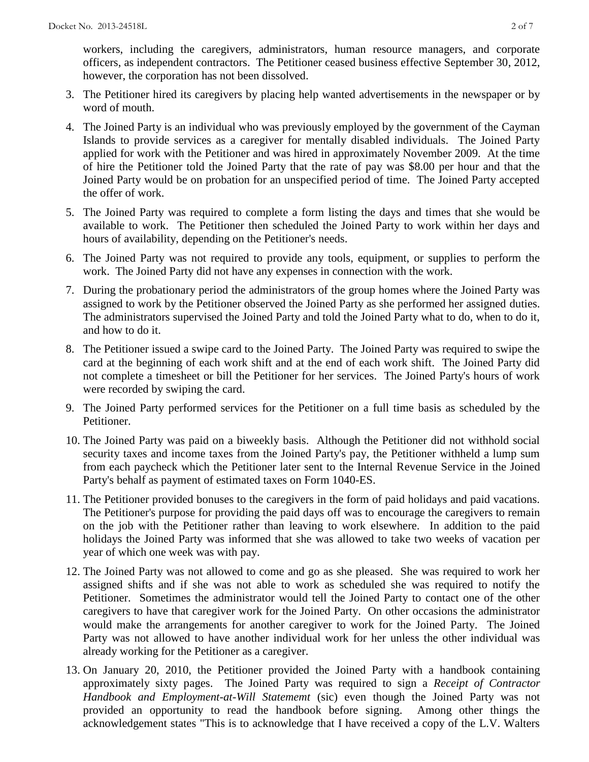workers, including the caregivers, administrators, human resource managers, and corporate officers, as independent contractors. The Petitioner ceased business effective September 30, 2012, however, the corporation has not been dissolved.

3. The Petitioner hired its caregivers by placing help wanted advertisements in the newspaper or by word of mouth.

4. The Joined Party is an individual who was previously employed by the government of the Cayman Islands to provide services as a caregiver for mentally disabled individuals. The Joined Party applied for work with the Petitioner and was hired in approximately November 2009. At the time of hire the Petitioner told the Joined Party that the rate of pay was $8.00 per hour and that the Joined Party would be on probation for an unspecified period of time. The Joined Party accepted the offer of work.

5. The Joined Party was required to complete a form listing the days and times that she would be available to work. The Petitioner then scheduled the Joined Party to work within her days and hours of availability, depending on the Petitioner's needs.

6. The Joined Party was not required to provide any tools, equipment, or supplies to perform the work. The Joined Party did not have any expenses in connection with the work.

7. During the probationary period the administrators of the group homes where the Joined Party was assigned to work by the Petitioner observed the Joined Party as she performed her assigned duties. The administrators supervised the Joined Party and told the Joined Party what to do, when to do it, and how to do it.

8. The Petitioner issued a swipe card to the Joined Party. The Joined Party was required to swipe the card at the beginning of each work shift and at the end of each work shift. The Joined Party did not complete a timesheet or bill the Petitioner for her services. The Joined Party's hours of work were recorded by swiping the card.

9. The Joined Party performed services for the Petitioner on a full time basis as scheduled by the Petitioner.

10. The Joined Party was paid on a biweekly basis. Although the Petitioner did not withhold social security taxes and income taxes from the Joined Party's pay, the Petitioner withheld a lump sum from each paycheck which the Petitioner later sent to the Internal Revenue Service in the Joined Party's behalf as payment of estimated taxes on Form 1040-ES.

11. The Petitioner provided bonuses to the caregivers in the form of paid holidays and paid vacations. The Petitioner's purpose for providing the paid days off was to encourage the caregivers to remain on the job with the Petitioner rather than leaving to work elsewhere. In addition to the paid holidays the Joined Party was informed that she was allowed to take two weeks of vacation per year of which one week was with pay.

12. The Joined Party was not allowed to come and go as she pleased. She was required to work her assigned shifts and if she was not able to work as scheduled she was required to notify the Petitioner. Sometimes the administrator would tell the Joined Party to contact one of the other caregivers to have that caregiver work for the Joined Party. On other occasions the administrator would make the arrangements for another caregiver to work for the Joined Party. The Joined Party was not allowed to have another individual work for her unless the other individual was already working for the Petitioner as a caregiver.

13. On January 20, 2010, the Petitioner provided the Joined Party with a handbook containing approximately sixty pages. The Joined Party was required to sign a *Receipt of Contractor Handbook and Employment-at-Will Statememt* (sic) even though the Joined Party was not provided an opportunity to read the handbook before signing. Among other things the acknowledgement states "This is to acknowledge that I have received a copy of the L.V. Walters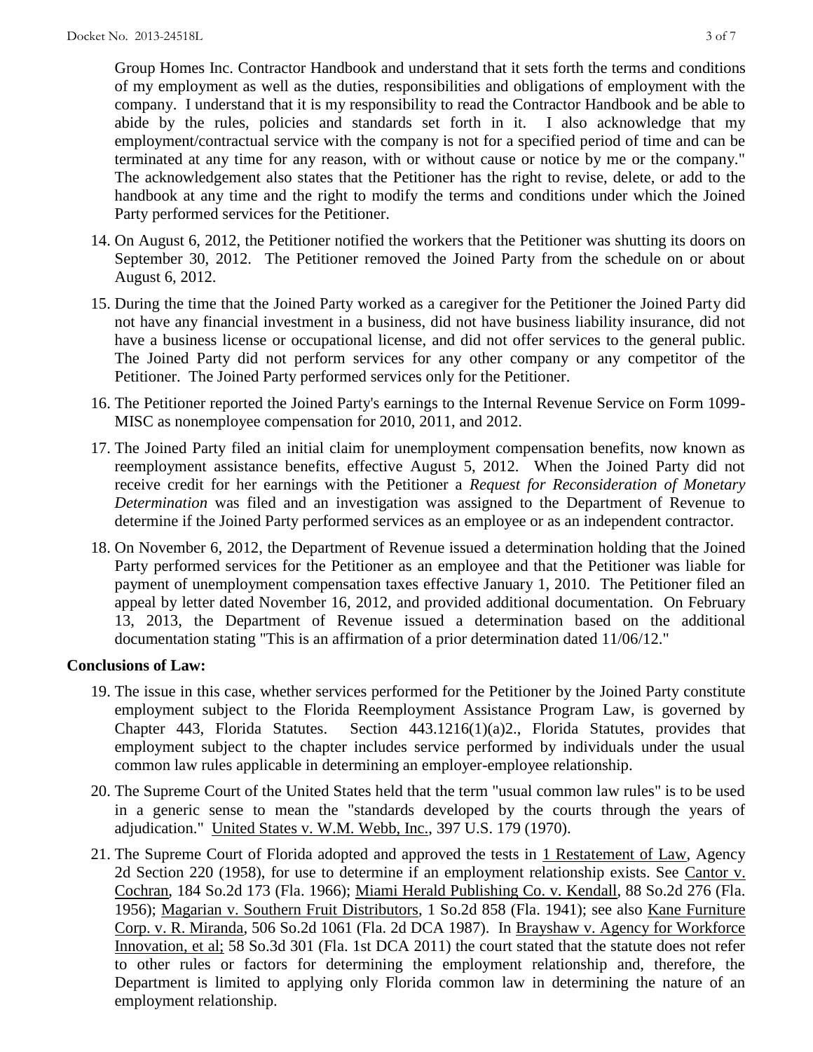Group Homes Inc. Contractor Handbook and understand that it sets forth the terms and conditions of my employment as well as the duties, responsibilities and obligations of employment with the company. I understand that it is my responsibility to read the Contractor Handbook and be able to abide by the rules, policies and standards set forth in it. I also acknowledge that my employment/contractual service with the company is not for a specified period of time and can be terminated at any time for any reason, with or without cause or notice by me or the company." The acknowledgement also states that the Petitioner has the right to revise, delete, or add to the handbook at any time and the right to modify the terms and conditions under which the Joined Party performed services for the Petitioner.

14. On August 6, 2012, the Petitioner notified the workers that the Petitioner was shutting its doors on September 30, 2012. The Petitioner removed the Joined Party from the schedule on or about August 6, 2012.

15. During the time that the Joined Party worked as a caregiver for the Petitioner the Joined Party did not have any financial investment in a business, did not have business liability insurance, did not have a business license or occupational license, and did not offer services to the general public. The Joined Party did not perform services for any other company or any competitor of the Petitioner. The Joined Party performed services only for the Petitioner.

16. The Petitioner reported the Joined Party's earnings to the Internal Revenue Service on Form 1099-MISC as nonemployee compensation for 2010, 2011, and 2012.

17. The Joined Party filed an initial claim for unemployment compensation benefits, now known as reemployment assistance benefits, effective August 5, 2012. When the Joined Party did not receive credit for her earnings with the Petitioner a *Request for Reconsideration of Monetary Determination* was filed and an investigation was assigned to the Department of Revenue to determine if the Joined Party performed services as an employee or as an independent contractor.

18. On November 6, 2012, the Department of Revenue issued a determination holding that the Joined Party performed services for the Petitioner as an employee and that the Petitioner was liable for payment of unemployment compensation taxes effective January 1, 2010. The Petitioner filed an appeal by letter dated November 16, 2012, and provided additional documentation. On February 13, 2013, the Department of Revenue issued a determination based on the additional documentation stating "This is an affirmation of a prior determination dated 11/06/12."

**Conclusions of Law:**

19. The issue in this case, whether services performed for the Petitioner by the Joined Party constitute employment subject to the Florida Reemployment Assistance Program Law, is governed by Chapter 443, Florida Statutes. Section 443.1216(1)(a)2., Florida Statutes, provides that employment subject to the chapter includes service performed by individuals under the usual common law rules applicable in determining an employer-employee relationship.

20. The Supreme Court of the United States held that the term "usual common law rules" is to be used in a generic sense to mean the "standards developed by the courts through the years of adjudication." United States v. W.M. Webb, Inc., 397 U.S. 179 (1970).

21. The Supreme Court of Florida adopted and approved the tests in 1 Restatement of Law, Agency 2d Section 220 (1958), for use to determine if an employment relationship exists. See Cantor v. Cochran, 184 So.2d 173 (Fla. 1966); Miami Herald Publishing Co. v. Kendall, 88 So.2d 276 (Fla. 1956); Magarian v. Southern Fruit Distributors, 1 So.2d 858 (Fla. 1941); see also Kane Furniture Corp. v. R. Miranda, 506 So.2d 1061 (Fla. 2d DCA 1987). In Brayshaw v. Agency for Workforce Innovation, et al; 58 So.3d 301 (Fla. 1st DCA 2011) the court stated that the statute does not refer to other rules or factors for determining the employment relationship and, therefore, the Department is limited to applying only Florida common law in determining the nature of an employment relationship.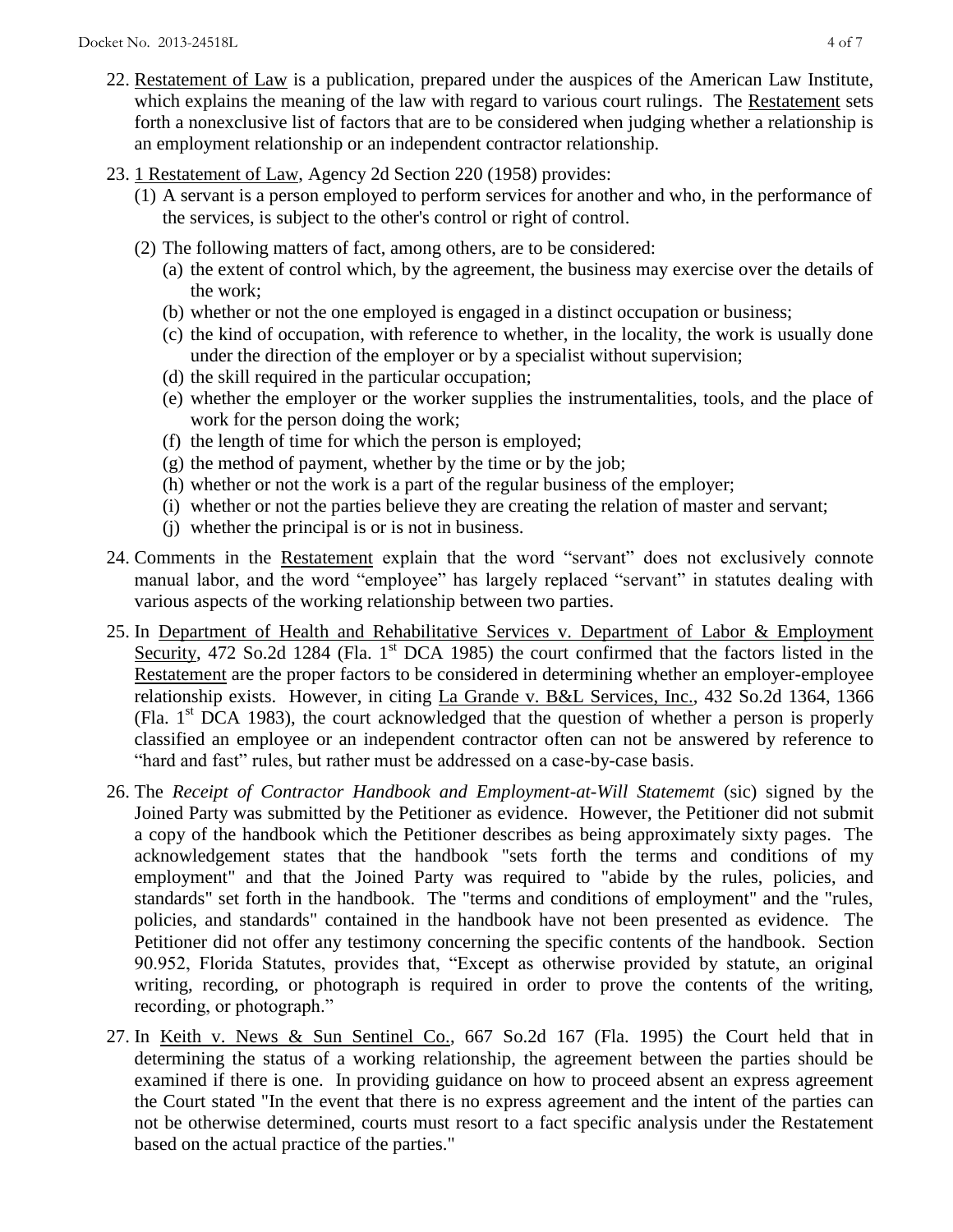22. Restatement of Law is a publication, prepared under the auspices of the American Law Institute, which explains the meaning of the law with regard to various court rulings. The Restatement sets forth a nonexclusive list of factors that are to be considered when judging whether a relationship is an employment relationship or an independent contractor relationship.

23. 1 Restatement of Law, Agency 2d Section 220 (1958) provides:
    (1) A servant is a person employed to perform services for another and who, in the performance of the services, is subject to the other's control or right of control.
    (2) The following matters of fact, among others, are to be considered:
        (a) the extent of control which, by the agreement, the business may exercise over the details of the work;
        (b) whether or not the one employed is engaged in a distinct occupation or business;
        (c) the kind of occupation, with reference to whether, in the locality, the work is usually done under the direction of the employer or by a specialist without supervision;
        (d) the skill required in the particular occupation;
        (e) whether the employer or the worker supplies the instrumentalities, tools, and the place of work for the person doing the work;
        (f) the length of time for which the person is employed;
        (g) the method of payment, whether by the time or by the job;
        (h) whether or not the work is a part of the regular business of the employer;
        (i) whether or not the parties believe they are creating the relation of master and servant;
        (j) whether the principal is or is not in business.

24. Comments in the Restatement explain that the word "servant" does not exclusively connote manual labor, and the word "employee" has largely replaced "servant" in statutes dealing with various aspects of the working relationship between two parties.

25. In Department of Health and Rehabilitative Services v. Department of Labor & Employment Security, 472 So.2d 1284 (Fla. 1st DCA 1985) the court confirmed that the factors listed in the Restatement are the proper factors to be considered in determining whether an employer-employee relationship exists. However, in citing La Grande v. B&L Services, Inc., 432 So.2d 1364, 1366 (Fla. 1st DCA 1983), the court acknowledged that the question of whether a person is properly classified an employee or an independent contractor often can not be answered by reference to "hard and fast" rules, but rather must be addressed on a case-by-case basis.

26. The *Receipt of Contractor Handbook and Employment-at-Will Statememt* (sic) signed by the Joined Party was submitted by the Petitioner as evidence. However, the Petitioner did not submit a copy of the handbook which the Petitioner describes as being approximately sixty pages. The acknowledgement states that the handbook "sets forth the terms and conditions of my employment" and that the Joined Party was required to "abide by the rules, policies, and standards" set forth in the handbook. The "terms and conditions of employment" and the "rules, policies, and standards" contained in the handbook have not been presented as evidence. The Petitioner did not offer any testimony concerning the specific contents of the handbook. Section 90.952, Florida Statutes, provides that, "Except as otherwise provided by statute, an original writing, recording, or photograph is required in order to prove the contents of the writing, recording, or photograph."

27. In Keith v. News & Sun Sentinel Co., 667 So.2d 167 (Fla. 1995) the Court held that in determining the status of a working relationship, the agreement between the parties should be examined if there is one. In providing guidance on how to proceed absent an express agreement the Court stated "In the event that there is no express agreement and the intent of the parties can not be otherwise determined, courts must resort to a fact specific analysis under the Restatement based on the actual practice of the parties."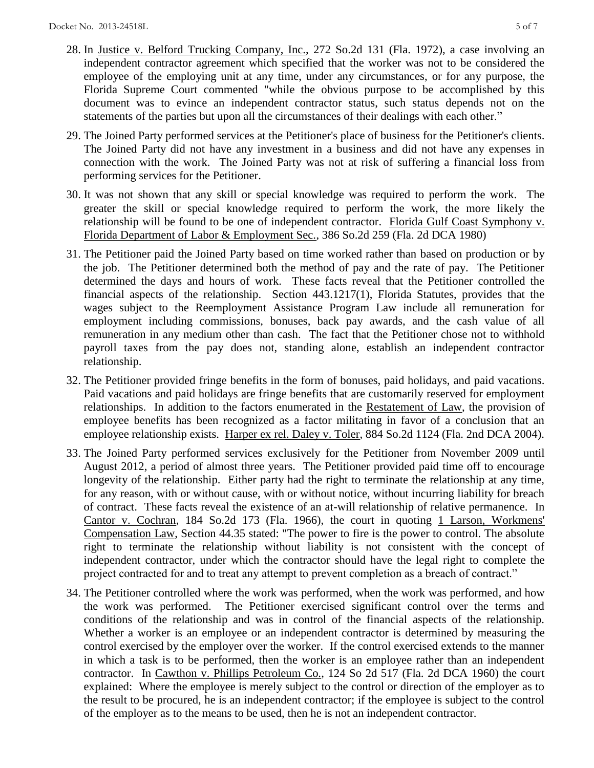28. In Justice v. Belford Trucking Company, Inc., 272 So.2d 131 (Fla. 1972), a case involving an independent contractor agreement which specified that the worker was not to be considered the employee of the employing unit at any time, under any circumstances, or for any purpose, the Florida Supreme Court commented "while the obvious purpose to be accomplished by this document was to evince an independent contractor status, such status depends not on the statements of the parties but upon all the circumstances of their dealings with each other."

29. The Joined Party performed services at the Petitioner's place of business for the Petitioner's clients. The Joined Party did not have any investment in a business and did not have any expenses in connection with the work. The Joined Party was not at risk of suffering a financial loss from performing services for the Petitioner.

30. It was not shown that any skill or special knowledge was required to perform the work. The greater the skill or special knowledge required to perform the work, the more likely the relationship will be found to be one of independent contractor. Florida Gulf Coast Symphony v. Florida Department of Labor & Employment Sec., 386 So.2d 259 (Fla. 2d DCA 1980)

31. The Petitioner paid the Joined Party based on time worked rather than based on production or by the job. The Petitioner determined both the method of pay and the rate of pay. The Petitioner determined the days and hours of work. These facts reveal that the Petitioner controlled the financial aspects of the relationship. Section 443.1217(1), Florida Statutes, provides that the wages subject to the Reemployment Assistance Program Law include all remuneration for employment including commissions, bonuses, back pay awards, and the cash value of all remuneration in any medium other than cash. The fact that the Petitioner chose not to withhold payroll taxes from the pay does not, standing alone, establish an independent contractor relationship.

32. The Petitioner provided fringe benefits in the form of bonuses, paid holidays, and paid vacations. Paid vacations and paid holidays are fringe benefits that are customarily reserved for employment relationships. In addition to the factors enumerated in the Restatement of Law, the provision of employee benefits has been recognized as a factor militating in favor of a conclusion that an employee relationship exists. Harper ex rel. Daley v. Toler, 884 So.2d 1124 (Fla. 2nd DCA 2004).

33. The Joined Party performed services exclusively for the Petitioner from November 2009 until August 2012, a period of almost three years. The Petitioner provided paid time off to encourage longevity of the relationship. Either party had the right to terminate the relationship at any time, for any reason, with or without cause, with or without notice, without incurring liability for breach of contract. These facts reveal the existence of an at-will relationship of relative permanence. In Cantor v. Cochran, 184 So.2d 173 (Fla. 1966), the court in quoting 1 Larson, Workmens' Compensation Law, Section 44.35 stated: "The power to fire is the power to control. The absolute right to terminate the relationship without liability is not consistent with the concept of independent contractor, under which the contractor should have the legal right to complete the project contracted for and to treat any attempt to prevent completion as a breach of contract."

34. The Petitioner controlled where the work was performed, when the work was performed, and how the work was performed. The Petitioner exercised significant control over the terms and conditions of the relationship and was in control of the financial aspects of the relationship. Whether a worker is an employee or an independent contractor is determined by measuring the control exercised by the employer over the worker. If the control exercised extends to the manner in which a task is to be performed, then the worker is an employee rather than an independent contractor. In Cawthon v. Phillips Petroleum Co., 124 So 2d 517 (Fla. 2d DCA 1960) the court explained: Where the employee is merely subject to the control or direction of the employer as to the result to be procured, he is an independent contractor; if the employee is subject to the control of the employer as to the means to be used, then he is not an independent contractor.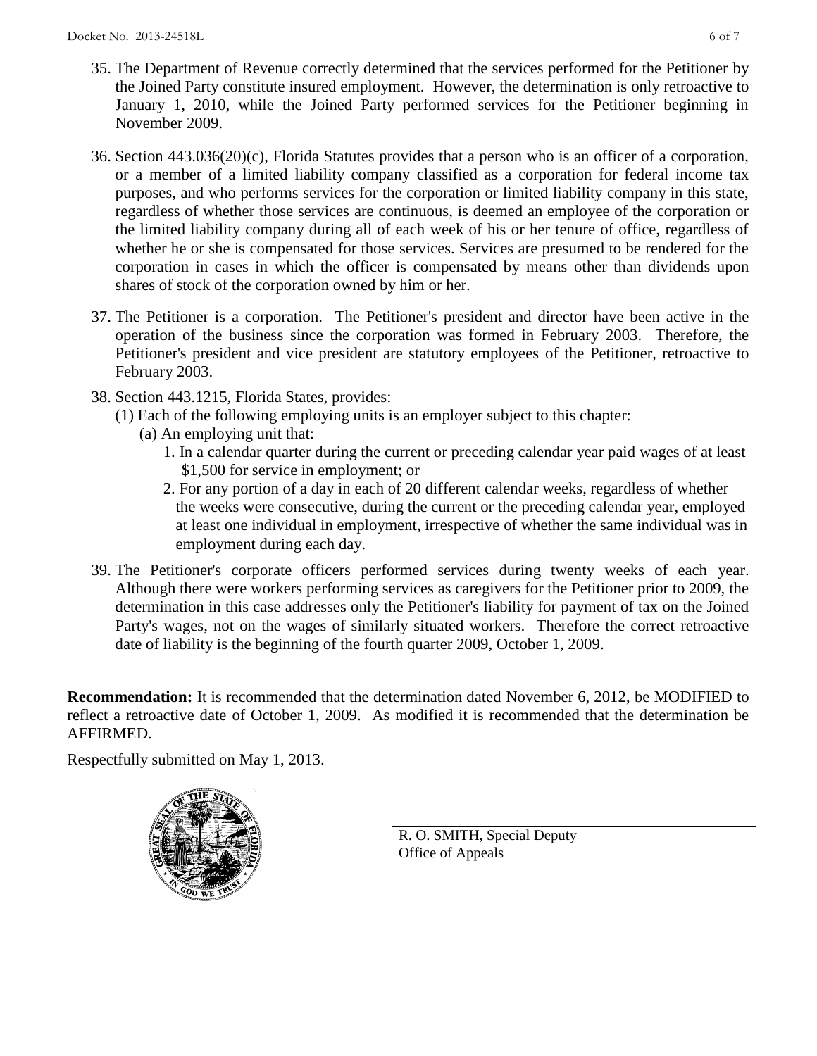35. The Department of Revenue correctly determined that the services performed for the Petitioner by the Joined Party constitute insured employment. However, the determination is only retroactive to January 1, 2010, while the Joined Party performed services for the Petitioner beginning in November 2009.

36. Section 443.036(20)(c), Florida Statutes provides that a person who is an officer of a corporation, or a member of a limited liability company classified as a corporation for federal income tax purposes, and who performs services for the corporation or limited liability company in this state, regardless of whether those services are continuous, is deemed an employee of the corporation or the limited liability company during all of each week of his or her tenure of office, regardless of whether he or she is compensated for those services. Services are presumed to be rendered for the corporation in cases in which the officer is compensated by means other than dividends upon shares of stock of the corporation owned by him or her.

37. The Petitioner is a corporation. The Petitioner's president and director have been active in the operation of the business since the corporation was formed in February 2003. Therefore, the Petitioner's president and vice president are statutory employees of the Petitioner, retroactive to February 2003.

38. Section 443.1215, Florida States, provides:
    (1) Each of the following employing units is an employer subject to this chapter:
        (a) An employing unit that:
            1. In a calendar quarter during the current or preceding calendar year paid wages of at least \$1,500 for service in employment; or
            2. For any portion of a day in each of 20 different calendar weeks, regardless of whether the weeks were consecutive, during the current or the preceding calendar year, employed at least one individual in employment, irrespective of whether the same individual was in employment during each day.

39. The Petitioner's corporate officers performed services during twenty weeks of each year. Although there were workers performing services as caregivers for the Petitioner prior to 2009, the determination in this case addresses only the Petitioner's liability for payment of tax on the Joined Party's wages, not on the wages of similarly situated workers. Therefore the correct retroactive date of liability is the beginning of the fourth quarter 2009, October 1, 2009.

**Recommendation:** It is recommended that the determination dated November 6, 2012, be MODIFIED to reflect a retroactive date of October 1, 2009. As modified it is recommended that the determination be AFFIRMED.

Respectfully submitted on May 1, 2013.

R. O. SMITH, Special Deputy
Office of Appeals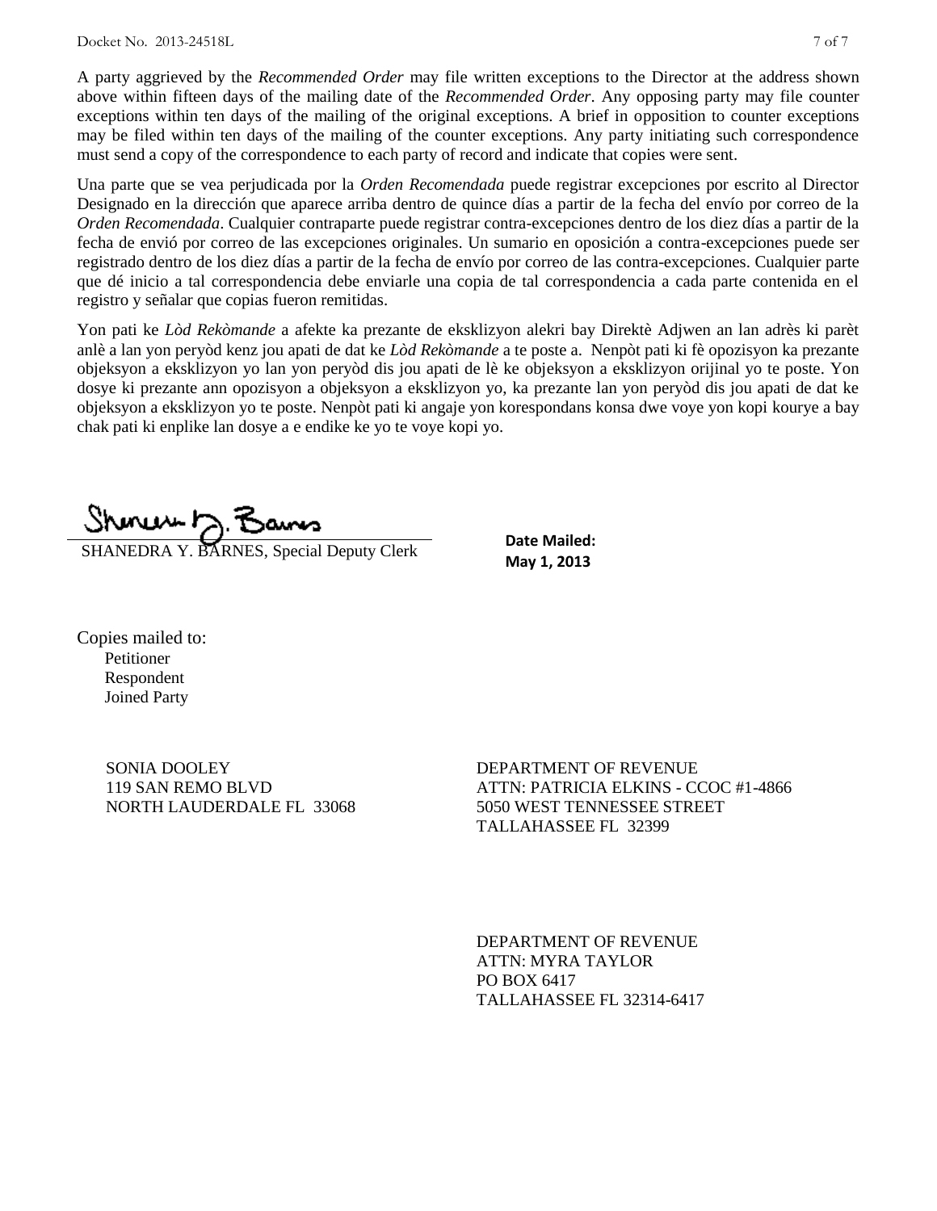A party aggrieved by the *Recommended Order* may file written exceptions to the Director at the address shown above within fifteen days of the mailing date of the *Recommended Order*. Any opposing party may file counter exceptions within ten days of the mailing of the original exceptions. A brief in opposition to counter exceptions may be filed within ten days of the mailing of the counter exceptions. Any party initiating such correspondence must send a copy of the correspondence to each party of record and indicate that copies were sent.

Una parte que se vea perjudicada por la *Orden Recomendada* puede registrar excepciones por escrito al Director Designado en la dirección que aparece arriba dentro de quince días a partir de la fecha del envío por correo de la *Orden Recomendada*. Cualquier contraparte puede registrar contra-excepciones dentro de los diez días a partir de la fecha de envió por correo de las excepciones originales. Un sumario en oposición a contra-excepciones puede ser registrado dentro de los diez días a partir de la fecha de envío por correo de las contra-excepciones. Cualquier parte que dé inicio a tal correspondencia debe enviarle una copia de tal correspondencia a cada parte contenida en el registro y señalar que copias fueron remitidas.

Yon pati ke *Lòd Rekòmande* a afekte ka prezante de eksklizyon alekri bay Direktè Adjwen an lan adrès ki parèt anlè a lan yon peryòd kenz jou apati de dat ke *Lòd Rekòmande* a te poste a. Nenpòt pati ki fè opozisyon ka prezante objeksyon a eksklizyon yo lan yon peryòd dis jou apati de lè ke objeksyon a eksklizyon orijinal yo te poste. Yon dosye ki prezante ann opozisyon a objeksyon a eksklizyon yo, ka prezante lan yon peryòd dis jou apati de dat ke objeksyon a eksklizyon yo te poste. Nenpòt pati ki angaje yon korespondans konsa dwe voye yon kopi kourye a bay chak pati ki enplike lan dosye a e endike ke yo te voye kopi yo.

SHANEDRA Y. BARNES, Special Deputy Clerk

**Date Mailed:**
**May 1, 2013**

Copies mailed to:
Petitioner
Respondent
Joined Party

SONIA DOOLEY
119 SAN REMO BLVD
NORTH LAUDERDALE FL 33068

DEPARTMENT OF REVENUE
ATTN: PATRICIA ELKINS - CCOC #1-4866
5050 WEST TENNESSEE STREET
TALLAHASSEE FL 32399

DEPARTMENT OF REVENUE
ATTN: MYRA TAYLOR
PO BOX 6417
TALLAHASSEE FL 32314-6417